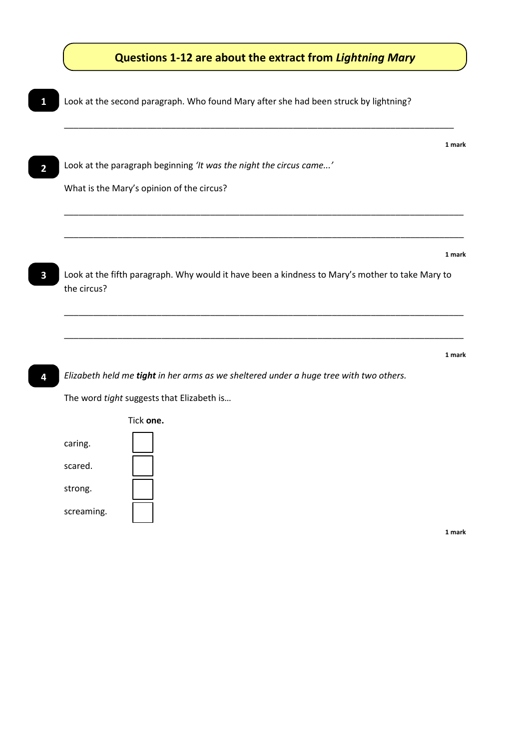## Questions 1-12 are about the extract from *Lightning Mary*

**1** Look at the second paragraph. Who found Mary after she had been struck by lightning?

_______________________________________________________________________________

**1 mark**

**2** Look at the paragraph beginning *'It was the night the circus came...'*

What is the Mary's opinion of the circus?

_______________________________________________________________________________

_______________________________________________________________________________

**1 mark**

**3** Look at the fifth paragraph. Why would it have been a kindness to Mary's mother to take Mary to the circus?

_______________________________________________________________________________

_______________________________________________________________________________

**1 mark**

**4** *Elizabeth held me **tight** in her arms as we sheltered under a huge tree with two others.*

The word *tight* suggests that Elizabeth is…

Tick **one.**

| | |
|---|---|
| caring. | ☐ |
| scared. | ☐ |
| strong. | ☐ |
| screaming. | ☐ |

**1 mark**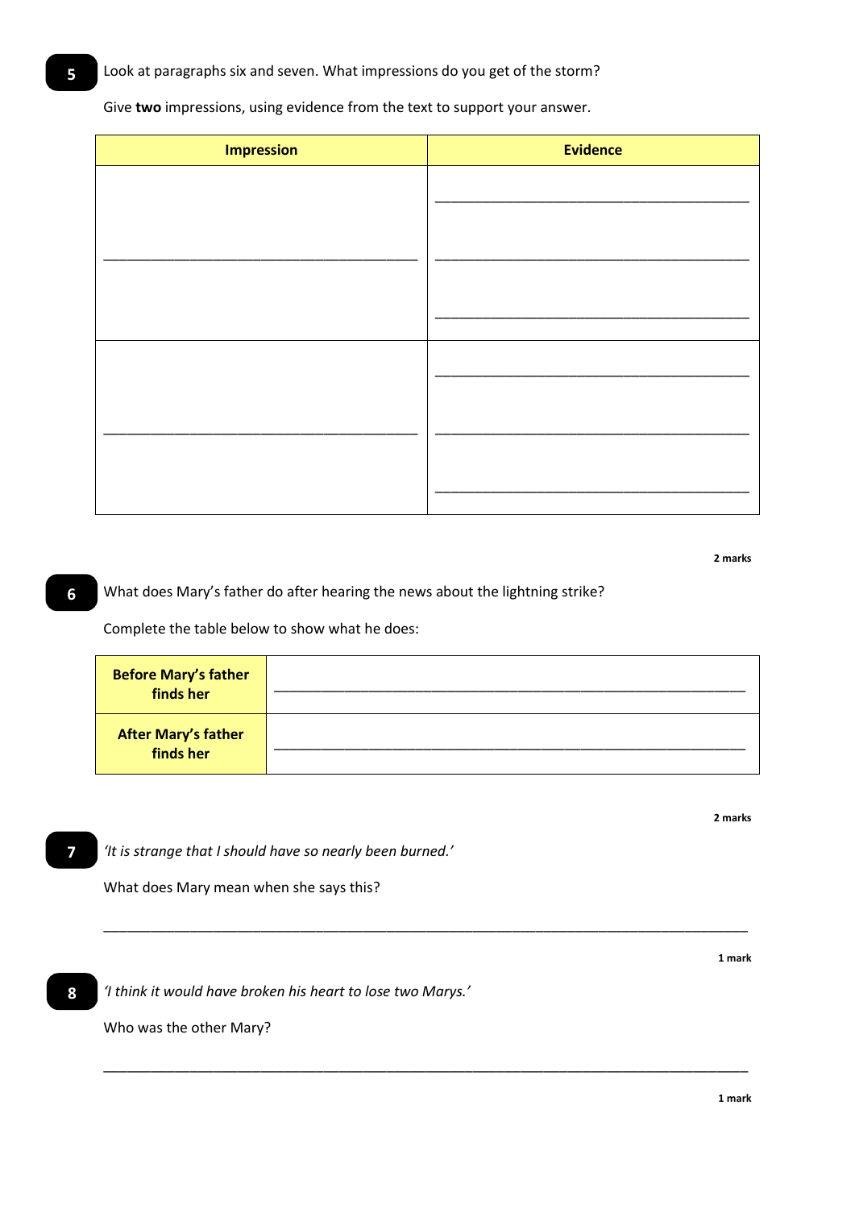**5** Look at paragraphs six and seven. What impressions do you get of the storm?

Give **two** impressions, using evidence from the text to support your answer.

| Impression | Evidence |
| --- | --- |
| \_\_\_\_\_\_\_\_\_\_\_\_\_\_\_\_\_\_\_\_\_\_\_\_\_\_\_\_\_\_\_\_\_\_\_\_\_\_\_\_ | \_\_\_\_\_\_\_\_\_\_\_\_\_\_\_\_\_\_\_\_\_\_\_\_\_\_\_\_\_\_\_\_\_\_\_\_\_\_\_\_ \_\_\_\_\_\_\_\_\_\_\_\_\_\_\_\_\_\_\_\_\_\_\_\_\_\_\_\_\_\_\_\_\_\_\_\_\_\_\_\_ \_\_\_\_\_\_\_\_\_\_\_\_\_\_\_\_\_\_\_\_\_\_\_\_\_\_\_\_\_\_\_\_\_\_\_\_\_\_\_\_ |
| \_\_\_\_\_\_\_\_\_\_\_\_\_\_\_\_\_\_\_\_\_\_\_\_\_\_\_\_\_\_\_\_\_\_\_\_\_\_\_\_ | \_\_\_\_\_\_\_\_\_\_\_\_\_\_\_\_\_\_\_\_\_\_\_\_\_\_\_\_\_\_\_\_\_\_\_\_\_\_\_\_ \_\_\_\_\_\_\_\_\_\_\_\_\_\_\_\_\_\_\_\_\_\_\_\_\_\_\_\_\_\_\_\_\_\_\_\_\_\_\_\_ \_\_\_\_\_\_\_\_\_\_\_\_\_\_\_\_\_\_\_\_\_\_\_\_\_\_\_\_\_\_\_\_\_\_\_\_\_\_\_\_ |

**2 marks**

**6** What does Mary's father do after hearing the news about the lightning strike?

Complete the table below to show what he does:

| | |
| --- | --- |
| **Before Mary's father finds her** | \_\_\_\_\_\_\_\_\_\_\_\_\_\_\_\_\_\_\_\_\_\_\_\_\_\_\_\_\_\_\_\_\_\_\_\_\_\_\_\_\_\_\_\_\_\_\_\_\_\_\_\_\_\_\_\_\_\_\_\_ |
| **After Mary's father finds her** | \_\_\_\_\_\_\_\_\_\_\_\_\_\_\_\_\_\_\_\_\_\_\_\_\_\_\_\_\_\_\_\_\_\_\_\_\_\_\_\_\_\_\_\_\_\_\_\_\_\_\_\_\_\_\_\_\_\_\_\_ |

**2 marks**

**7** *'It is strange that I should have so nearly been burned.'*

What does Mary mean when she says this?

\_\_\_\_\_\_\_\_\_\_\_\_\_\_\_\_\_\_\_\_\_\_\_\_\_\_\_\_\_\_\_\_\_\_\_\_\_\_\_\_\_\_\_\_\_\_\_\_\_\_\_\_\_\_\_\_\_\_\_\_\_\_\_\_\_\_\_\_\_\_\_\_\_\_\_\_\_\_\_\_\_\_

**1 mark**

**8** *'I think it would have broken his heart to lose two Marys.'*

Who was the other Mary?

\_\_\_\_\_\_\_\_\_\_\_\_\_\_\_\_\_\_\_\_\_\_\_\_\_\_\_\_\_\_\_\_\_\_\_\_\_\_\_\_\_\_\_\_\_\_\_\_\_\_\_\_\_\_\_\_\_\_\_\_\_\_\_\_\_\_\_\_\_\_\_\_\_\_\_\_\_\_\_\_\_\_

**1 mark**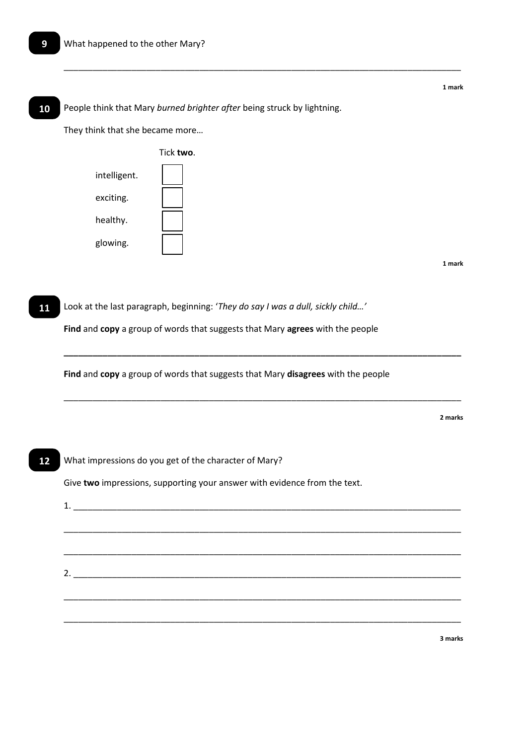**9** What happened to the other Mary?

\_\_\_\_\_\_\_\_\_\_\_\_\_\_\_\_\_\_\_\_\_\_\_\_\_\_\_\_\_\_\_\_\_\_\_\_\_\_\_\_\_\_\_\_\_\_\_\_\_\_\_\_\_\_\_\_\_\_\_\_\_\_\_\_\_\_\_\_\_\_\_\_\_\_\_\_\_\_

**1 mark**

**10** People think that Mary *burned brighter after* being struck by lightning.

They think that she became more…

Tick **two**.

| | |
|---|---|
| intelligent. | ☐ |
| exciting. | ☐ |
| healthy. | ☐ |
| glowing. | ☐ |

**1 mark**

**11** Look at the last paragraph, beginning: '*They do say I was a dull, sickly child…*'

**Find** and **copy** a group of words that suggests that Mary **agrees** with the people

\_\_\_\_\_\_\_\_\_\_\_\_\_\_\_\_\_\_\_\_\_\_\_\_\_\_\_\_\_\_\_\_\_\_\_\_\_\_\_\_\_\_\_\_\_\_\_\_\_\_\_\_\_\_\_\_\_\_\_\_\_\_\_\_\_\_\_\_\_\_\_\_\_\_\_\_\_\_

**Find** and **copy** a group of words that suggests that Mary **disagrees** with the people

\_\_\_\_\_\_\_\_\_\_\_\_\_\_\_\_\_\_\_\_\_\_\_\_\_\_\_\_\_\_\_\_\_\_\_\_\_\_\_\_\_\_\_\_\_\_\_\_\_\_\_\_\_\_\_\_\_\_\_\_\_\_\_\_\_\_\_\_\_\_\_\_\_\_\_\_\_\_

**2 marks**

**12** What impressions do you get of the character of Mary?

Give **two** impressions, supporting your answer with evidence from the text.

1\. \_\_\_\_\_\_\_\_\_\_\_\_\_\_\_\_\_\_\_\_\_\_\_\_\_\_\_\_\_\_\_\_\_\_\_\_\_\_\_\_\_\_\_\_\_\_\_\_\_\_\_\_\_\_\_\_\_\_\_\_\_\_\_\_\_\_\_\_\_\_\_\_\_\_\_

\_\_\_\_\_\_\_\_\_\_\_\_\_\_\_\_\_\_\_\_\_\_\_\_\_\_\_\_\_\_\_\_\_\_\_\_\_\_\_\_\_\_\_\_\_\_\_\_\_\_\_\_\_\_\_\_\_\_\_\_\_\_\_\_\_\_\_\_\_\_\_\_\_\_\_\_\_\_

\_\_\_\_\_\_\_\_\_\_\_\_\_\_\_\_\_\_\_\_\_\_\_\_\_\_\_\_\_\_\_\_\_\_\_\_\_\_\_\_\_\_\_\_\_\_\_\_\_\_\_\_\_\_\_\_\_\_\_\_\_\_\_\_\_\_\_\_\_\_\_\_\_\_\_\_\_\_

2\. \_\_\_\_\_\_\_\_\_\_\_\_\_\_\_\_\_\_\_\_\_\_\_\_\_\_\_\_\_\_\_\_\_\_\_\_\_\_\_\_\_\_\_\_\_\_\_\_\_\_\_\_\_\_\_\_\_\_\_\_\_\_\_\_\_\_\_\_\_\_\_\_\_\_\_

\_\_\_\_\_\_\_\_\_\_\_\_\_\_\_\_\_\_\_\_\_\_\_\_\_\_\_\_\_\_\_\_\_\_\_\_\_\_\_\_\_\_\_\_\_\_\_\_\_\_\_\_\_\_\_\_\_\_\_\_\_\_\_\_\_\_\_\_\_\_\_\_\_\_\_\_\_\_

\_\_\_\_\_\_\_\_\_\_\_\_\_\_\_\_\_\_\_\_\_\_\_\_\_\_\_\_\_\_\_\_\_\_\_\_\_\_\_\_\_\_\_\_\_\_\_\_\_\_\_\_\_\_\_\_\_\_\_\_\_\_\_\_\_\_\_\_\_\_\_\_\_\_\_\_\_\_

**3 marks**